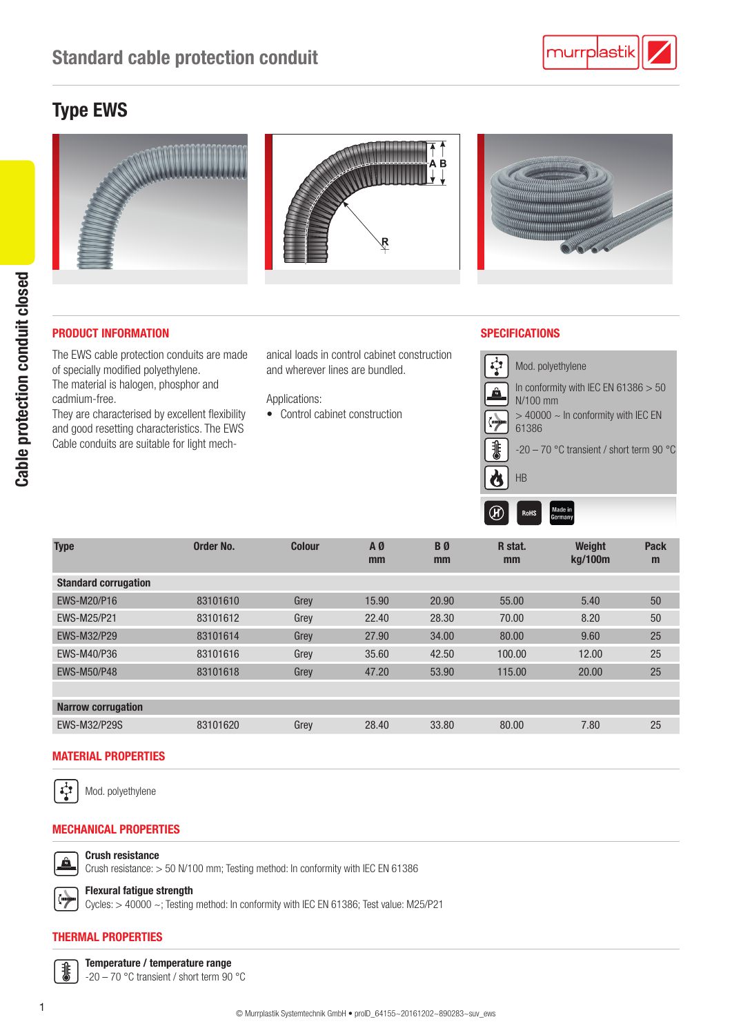# Standard cable protection conduit

## Type EWS

Cable protection conduit closed

### PRODUCT INFORMATION

The EWS cable protection conduits are made of specially modified polyethylene.
The material is halogen, phosphor and cadmium-free.
They are characterised by excellent flexibility and good resetting characteristics. The EWS Cable conduits are suitable for light mechanical loads in control cabinet construction and wherever lines are bundled.

Applications:

- Control cabinet construction

### SPECIFICATIONS

- Mod. polyethylene
- In conformity with IEC EN 61386 > 50 N/100 mm
- > 40000 ~ In conformity with IEC EN 61386
- -20 – 70 °C transient / short term 90 °C
- HB

RoHS | Made in Germany

| Type | Order No. | Colour | A Ø mm | B Ø mm | R stat. mm | Weight kg/100m | Pack m |
|---|---|---|---|---|---|---|---|
| **Standard corrugation** | | | | | | | |
| EWS-M20/P16 | 83101610 | Grey | 15.90 | 20.90 | 55.00 | 5.40 | 50 |
| EWS-M25/P21 | 83101612 | Grey | 22.40 | 28.30 | 70.00 | 8.20 | 50 |
| EWS-M32/P29 | 83101614 | Grey | 27.90 | 34.00 | 80.00 | 9.60 | 25 |
| EWS-M40/P36 | 83101616 | Grey | 35.60 | 42.50 | 100.00 | 12.00 | 25 |
| EWS-M50/P48 | 83101618 | Grey | 47.20 | 53.90 | 115.00 | 20.00 | 25 |
| **Narrow corrugation** | | | | | | | |
| EWS-M32/P29S | 83101620 | Grey | 28.40 | 33.80 | 80.00 | 7.80 | 25 |

### MATERIAL PROPERTIES

Mod. polyethylene

### MECHANICAL PROPERTIES

**Crush resistance**
Crush resistance: > 50 N/100 mm; Testing method: In conformity with IEC EN 61386

**Flexural fatigue strength**
Cycles: > 40000 ~; Testing method: In conformity with IEC EN 61386; Test value: M25/P21

### THERMAL PROPERTIES

**Temperature / temperature range**
-20 – 70 °C transient / short term 90 °C

© Murrplastik Systemtechnik GmbH • proID_64155~20161202~890283~suv_ews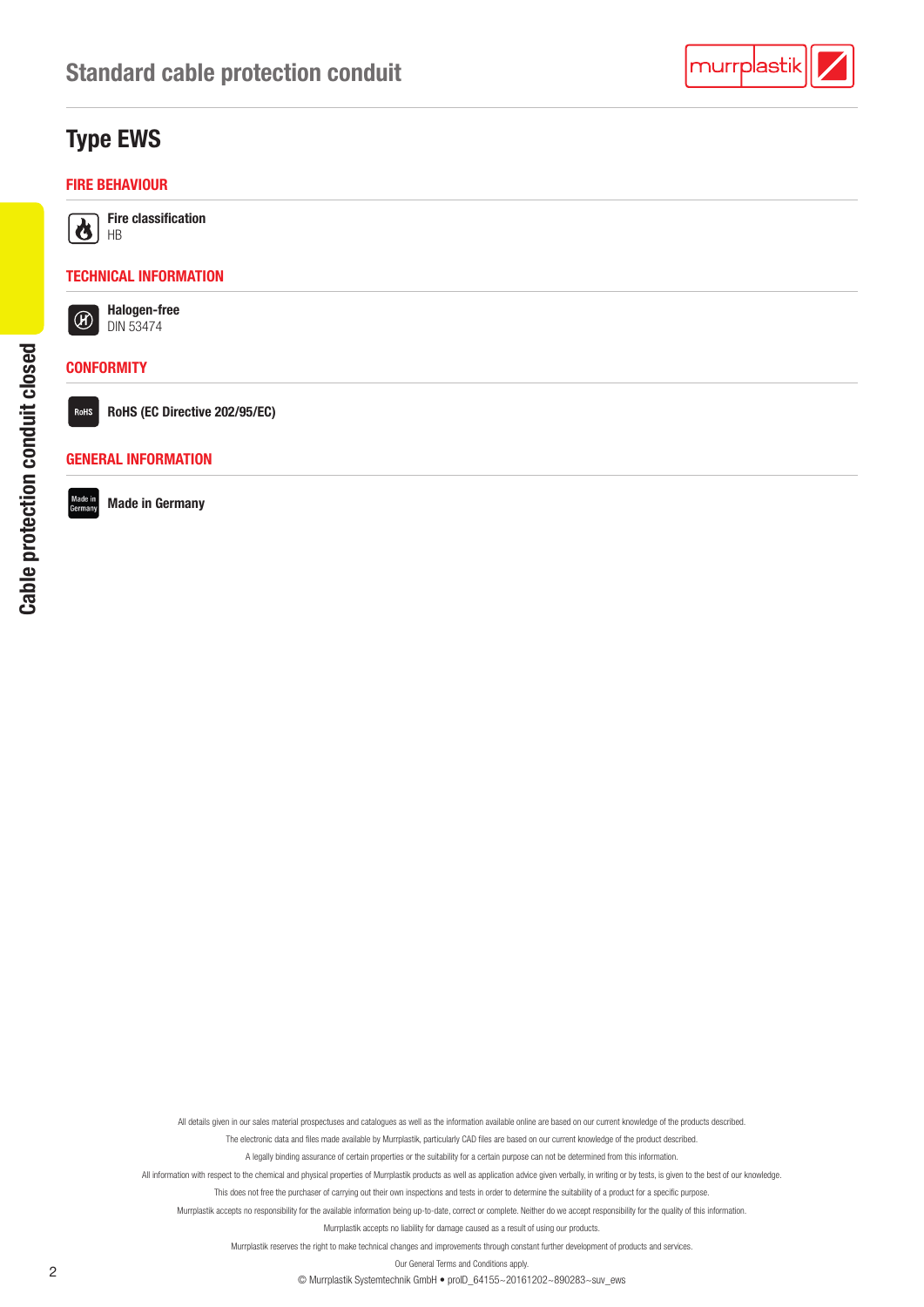# Type EWS

## FIRE BEHAVIOUR

**Fire classification**
HB

## TECHNICAL INFORMATION

**Halogen-free**
DIN 53474

## CONFORMITY

**RoHS (EC Directive 202/95/EC)**

## GENERAL INFORMATION

**Made in Germany**

All details given in our sales material prospectuses and catalogues as well as the information available online are based on our current knowledge of the products described.
The electronic data and files made available by Murrplastik, particularly CAD files are based on our current knowledge of the product described.
A legally binding assurance of certain properties or the suitability for a certain purpose can not be determined from this information.
All information with respect to the chemical and physical properties of Murrplastik products as well as application advice given verbally, in writing or by tests, is given to the best of our knowledge.
This does not free the purchaser of carrying out their own inspections and tests in order to determine the suitability of a product for a specific purpose.
Murrplastik accepts no responsibility for the available information being up-to-date, correct or complete. Neither do we accept responsibility for the quality of this information.
Murrplastik accepts no liability for damage caused as a result of using our products.
Murrplastik reserves the right to make technical changes and improvements through constant further development of products and services.
Our General Terms and Conditions apply.
© Murrplastik Systemtechnik GmbH • proID_64155~20161202~890283~suv_ews